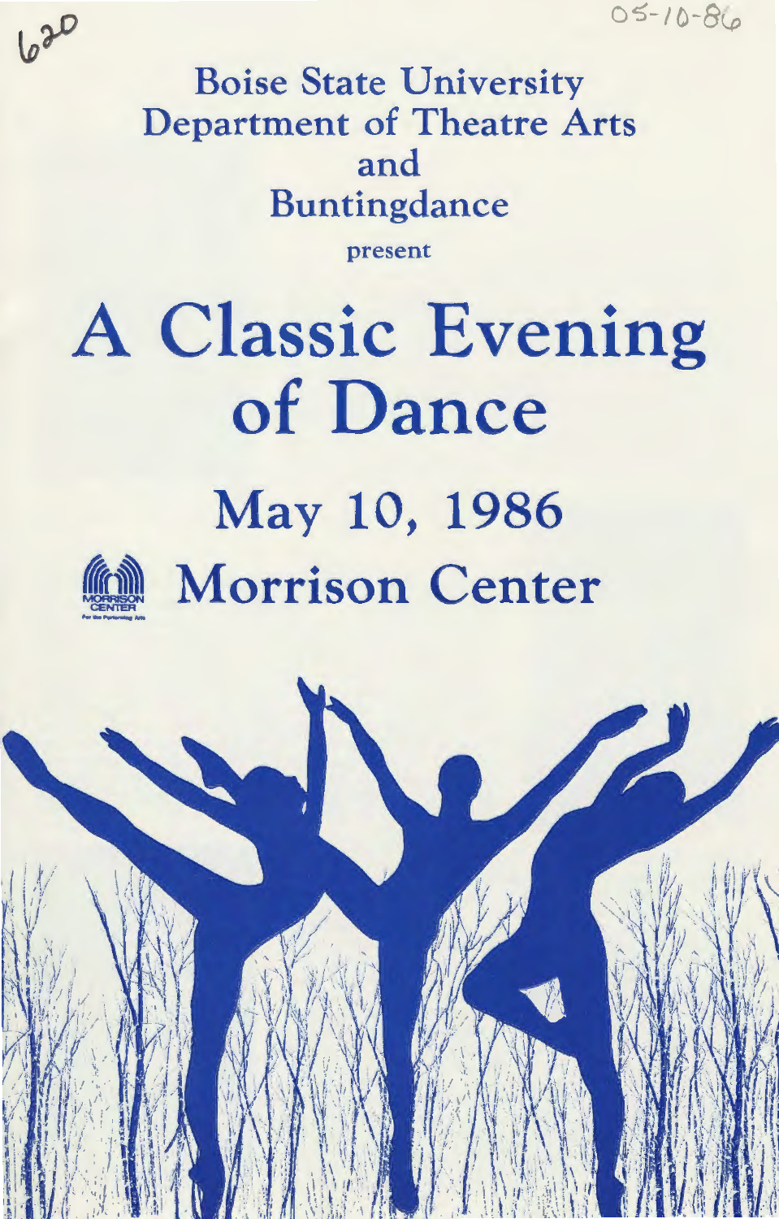620

05-10-86

Boise State University
Department of Theatre Arts
and
Buntingdance

present

# A Classic Evening of Dance

## May 10, 1986

## Morrison Center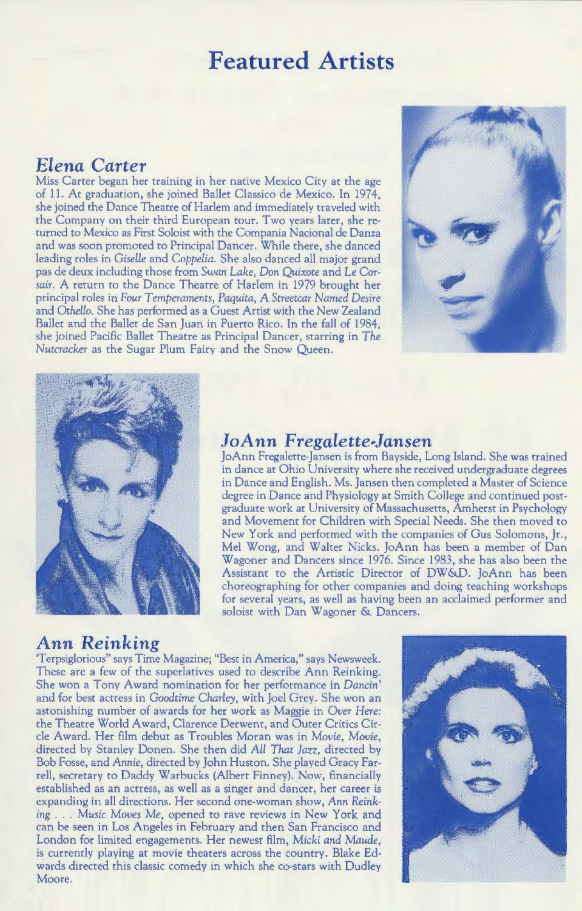# Featured Artists

## *Elena Carter*

Miss Carter began her training in her native Mexico City at the age of 11. At graduation, she joined Ballet Classico de Mexico. In 1974, she joined the Dance Theatre of Harlem and immediately traveled with the Company on their third European tour. Two years later, she returned to Mexico as First Soloist with the Compania Nacional de Danza and was soon promoted to Principal Dancer. While there, she danced leading roles in *Giselle* and *Coppelia*. She also danced all major grand pas de deux including those from *Swan Lake*, *Don Quixote* and *Le Corsair*. A return to the Dance Theatre of Harlem in 1979 brought her principal roles in *Four Temperaments*, *Paquita*, *A Streetcar Named Desire* and *Othello*. She has performed as a Guest Artist with the New Zealand Ballet and the Ballet de San Juan in Puerto Rico. In the fall of 1984, she joined Pacific Ballet Theatre as Principal Dancer, starring in *The Nutcracker* as the Sugar Plum Fairy and the Snow Queen.

## *JoAnn Fregalette-Jansen*

JoAnn Fregalette-Jansen is from Bayside, Long Island. She was trained in dance at Ohio University where she received undergraduate degrees in Dance and English. Ms. Jansen then completed a Master of Science degree in Dance and Physiology at Smith College and continued post-graduate work at University of Massachusetts, Amherst in Psychology and Movement for Children with Special Needs. She then moved to New York and performed with the companies of Gus Solomons, Jr., Mel Wong, and Walter Nicks. JoAnn has been a member of Dan Wagoner and Dancers since 1976. Since 1983, she has also been the Assistant to the Artistic Director of DW&D. JoAnn has been choreographing for other companies and doing teaching workshops for several years, as well as having been an acclaimed performer and soloist with Dan Wagoner & Dancers.

## *Ann Reinking*

"Terpsiglorious" says Time Magazine; "Best in America," says Newsweek. These are a few of the superlatives used to describe Ann Reinking. She won a Tony Award nomination for her performance in *Dancin'* and for best actress in *Goodtime Charley*, with Joel Grey. She won an astonishing number of awards for her work as Maggie in *Over Here*: the Theatre World Award, Clarence Derwent, and Outer Critics Circle Award. Her film debut as Troubles Moran was in *Movie, Movie*, directed by Stanley Donen. She then did *All That Jazz*, directed by Bob Fosse, and *Annie*, directed by John Huston. She played Gracy Farrell, secretary to Daddy Warbucks (Albert Finney). Now, financially established as an actress, as well as a singer and dancer, her career is expanding in all directions. Her second one-woman show, *Ann Reinking . . . Music Moves Me*, opened to rave reviews in New York and can be seen in Los Angeles in February and then San Francisco and London for limited engagements. Her newest film, *Micki and Maude*, is currently playing at movie theaters across the country. Blake Edwards directed this classic comedy in which she co-stars with Dudley Moore.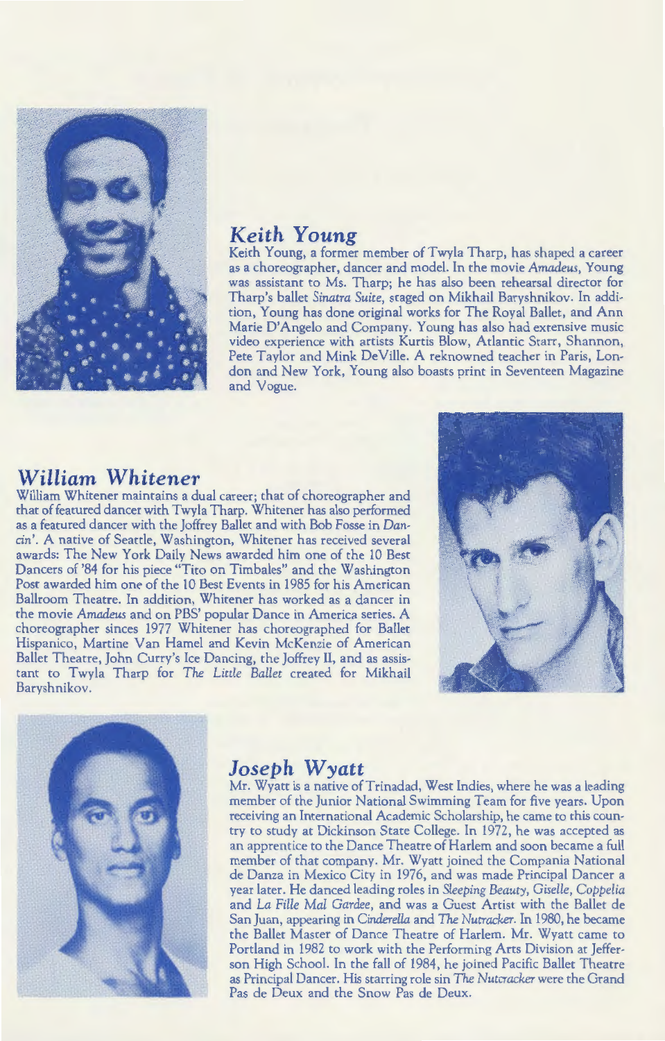## Keith Young

Keith Young, a former member of Twyla Tharp, has shaped a career as a choreographer, dancer and model. In the movie *Amadeus*, Young was assistant to Ms. Tharp; he has also been rehearsal director for Tharp's ballet *Sinatra Suite*, staged on Mikhail Baryshnikov. In addition, Young has done original works for The Royal Ballet, and Ann Marie D'Angelo and Company. Young has also had extensive music video experience with artists Kurtis Blow, Atlantic Starr, Shannon, Pete Taylor and Mink DeVille. A reknowned teacher in Paris, London and New York, Young also boasts print in Seventeen Magazine and Vogue.

## William Whitener

William Whitener maintains a dual career; that of choreographer and that of featured dancer with Twyla Tharp. Whitener has also performed as a featured dancer with the Joffrey Ballet and with Bob Fosse in *Dancin'*. A native of Seattle, Washington, Whitener has received several awards: The New York Daily News awarded him one of the 10 Best Dancers of '84 for his piece "Tito on Timbales" and the Washington Post awarded him one of the 10 Best Events in 1985 for his American Ballroom Theatre. In addition, Whitener has worked as a dancer in the movie *Amadeus* and on PBS' popular Dance in America series. A choreographer since 1977 Whitener has choreographed for Ballet Hispanico, Martine Van Hamel and Kevin McKenzie of American Ballet Theatre, John Curry's Ice Dancing, the Joffrey II, and as assistant to Twyla Tharp for *The Little Ballet* created for Mikhail Baryshnikov.

## Joseph Wyatt

Mr. Wyatt is a native of Trinadad, West Indies, where he was a leading member of the Junior National Swimming Team for five years. Upon receiving an International Academic Scholarship, he came to this country to study at Dickinson State College. In 1972, he was accepted as an apprentice to the Dance Theatre of Harlem and soon became a full member of that company. Mr. Wyatt joined the Compania National de Danza in Mexico City in 1976, and was made Principal Dancer a year later. He danced leading roles in *Sleeping Beauty*, *Giselle*, *Coppelia* and *La Fille Mal Gardee*, and was a Guest Artist with the Ballet de San Juan, appearing in *Cinderella* and *The Nutcracker*. In 1980, he became the Ballet Master of Dance Theatre of Harlem. Mr. Wyatt came to Portland in 1982 to work with the Performing Arts Division at Jefferson High School. In the fall of 1984, he joined Pacific Ballet Theatre as Principal Dancer. His starring role sin *The Nutcracker* were the Grand Pas de Deux and the Snow Pas de Deux.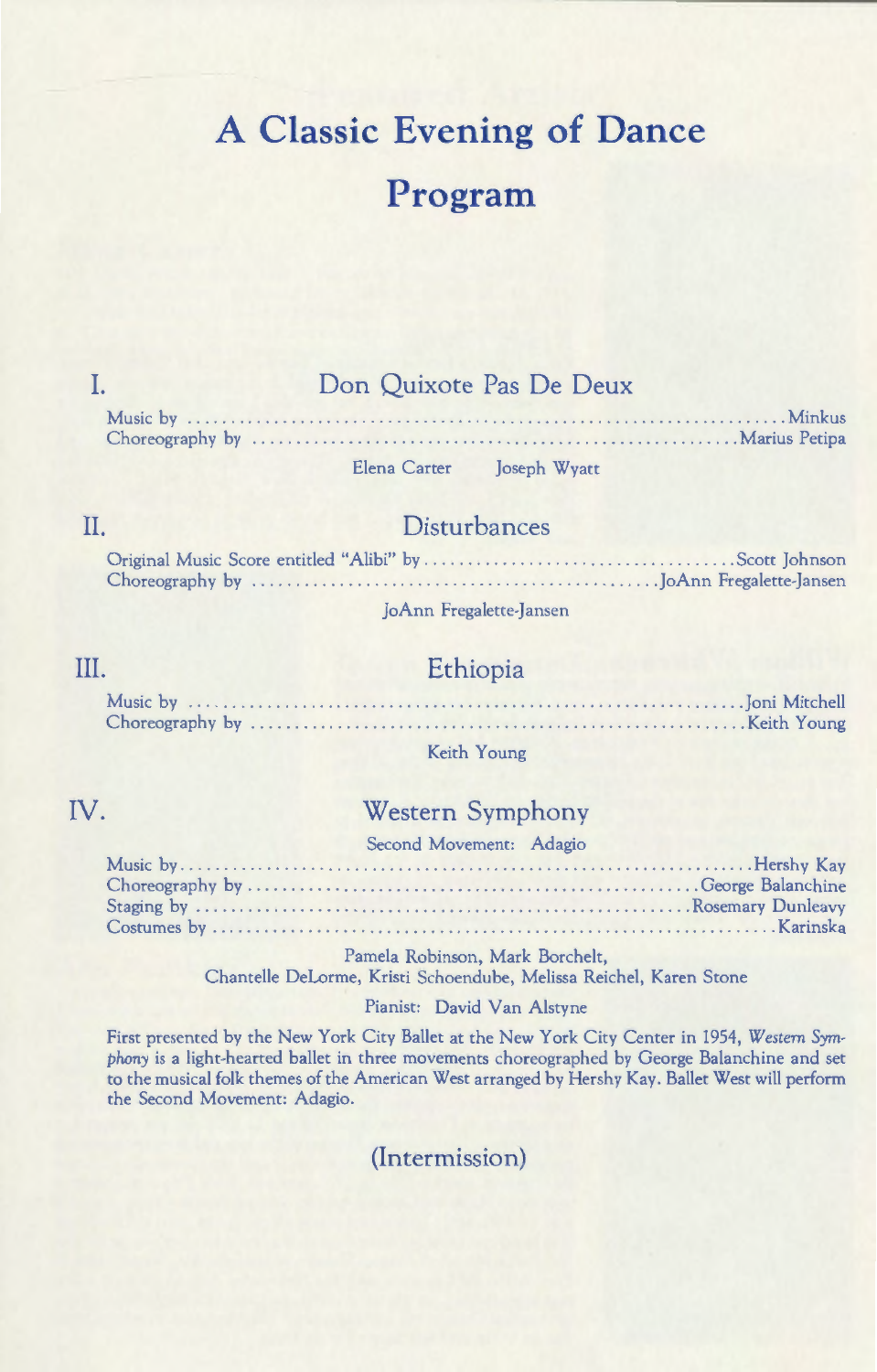# A Classic Evening of Dance

# Program

## I. Don Quixote Pas De Deux

Music by ........................................................................ Minkus
Choreography by ........................................................ Marius Petipa

Elena Carter  Joseph Wyatt

## II. Disturbances

Original Music Score entitled "Alibi" by ........................................ Scott Johnson
Choreography by ................................................ JoAnn Fregalette-Jansen

JoAnn Fregalette-Jansen

## III. Ethiopia

Music by ........................................................................ Joni Mitchell
Choreography by ........................................................ Keith Young

Keith Young

## IV. Western Symphony

Second Movement: Adagio

Music by ........................................................................ Hershy Kay
Choreography by ........................................................ George Balanchine
Staging by ........................................................ Rosemary Dunleavy
Costumes by ........................................................................ Karinska

Pamela Robinson, Mark Borchelt,
Chantelle DeLorme, Kristi Schoendube, Melissa Reichel, Karen Stone

Pianist: David Van Alstyne

First presented by the New York City Ballet at the New York City Center in 1954, *Western Symphony* is a light-hearted ballet in three movements choreographed by George Balanchine and set to the musical folk themes of the American West arranged by Hershy Kay. Ballet West will perform the Second Movement: Adagio.

(Intermission)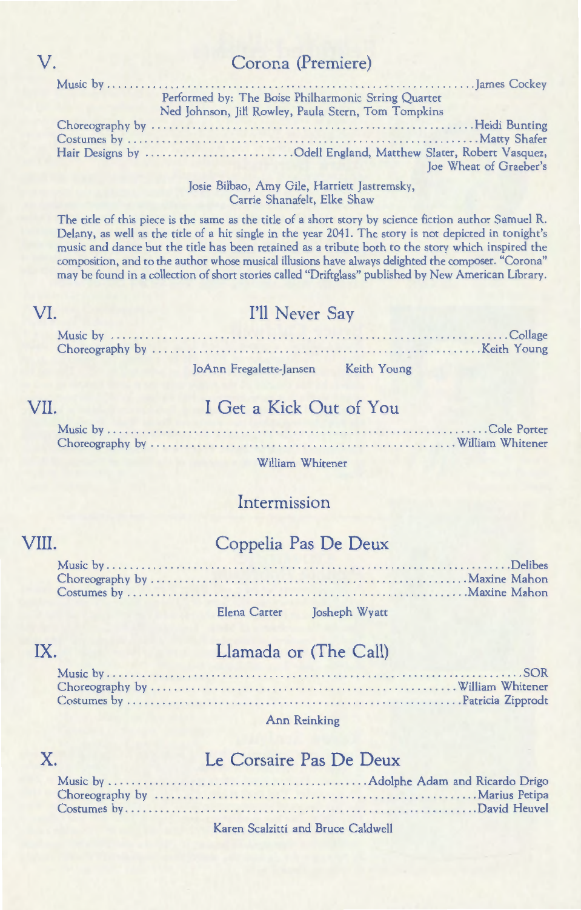## V. Corona (Premiere)

Music by ............................................................. James Cockey

Performed by: The Boise Philharmonic String Quartet
Ned Johnson, Jill Rowley, Paula Stern, Tom Tompkins

Choreography by ..................................................... Heidi Bunting
Costumes by ......................................................... Matty Shafer
Hair Designs by ......................... Odell England, Matthew Slater, Robert Vasquez, Joe Wheat of Graeber's

Josie Bilbao, Amy Gile, Harriett Jastremsky,
Carrie Shanafelt, Elke Shaw

The title of this piece is the same as the title of a short story by science fiction author Samuel R. Delany, as well as the title of a hit single in the year 2041. The story is not depicted in tonight's music and dance but the title has been retained as a tribute both to the story which inspired the composition, and to the author whose musical illusions have always delighted the composer. "Corona" may be found in a collection of short stories called "Driftglass" published by New American Library.

## VI. I'll Never Say

Music by ............................................................. Collage
Choreography by ..................................................... Keith Young

JoAnn Fregalette-Jansen    Keith Young

## VII. I Get a Kick Out of You

Music by ............................................................. Cole Porter
Choreography by ..................................................... William Whitener

William Whitener

## Intermission

## VIII. Coppelia Pas De Deux

Music by ............................................................. Delibes
Choreography by ..................................................... Maxine Mahon
Costumes by ......................................................... Maxine Mahon

Elena Carter    Josheph Wyatt

## IX. Llamada or (The Call)

Music by ............................................................. SOR
Choreography by ..................................................... William Whitener
Costumes by ......................................................... Patricia Zipprodt

Ann Reinking

## X. Le Corsaire Pas De Deux

Music by ............................................. Adolphe Adam and Ricardo Drigo
Choreography by ..................................................... Marius Petipa
Costumes by ......................................................... David Heuvel

Karen Scalzitti and Bruce Caldwell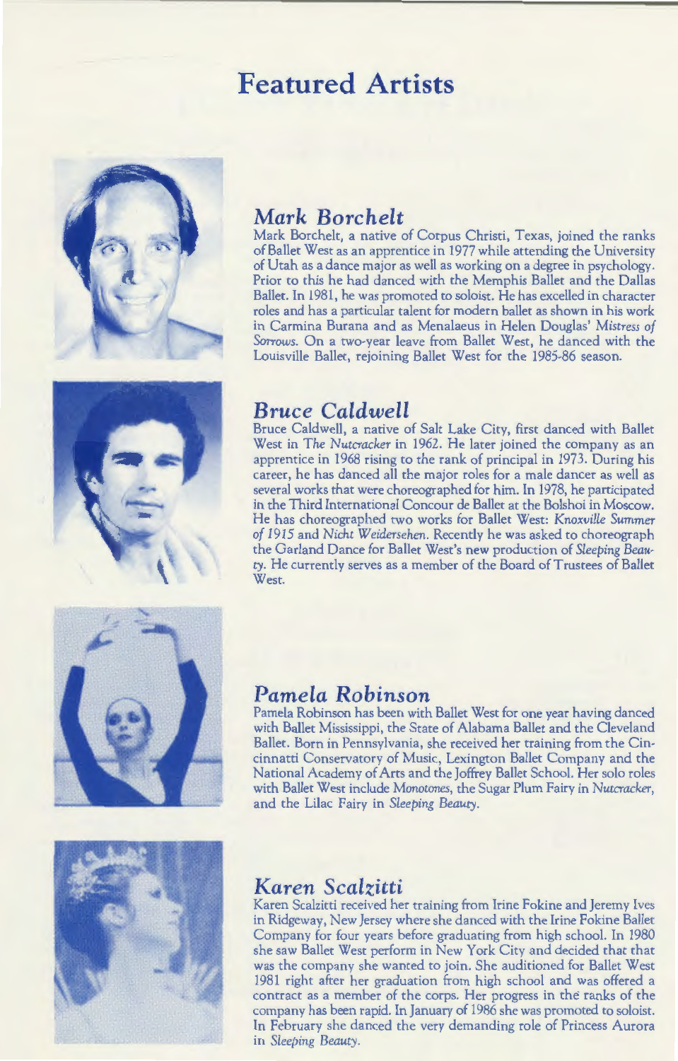# Featured Artists

## *Mark Borchelt*

Mark Borchelt, a native of Corpus Christi, Texas, joined the ranks of Ballet West as an apprentice in 1977 while attending the University of Utah as a dance major as well as working on a degree in psychology. Prior to this he had danced with the Memphis Ballet and the Dallas Ballet. In 1981, he was promoted to soloist. He has excelled in character roles and has a particular talent for modern ballet as shown in his work in Carmina Burana and as Menalaeus in Helen Douglas' *Mistress of Sorrows*. On a two-year leave from Ballet West, he danced with the Louisville Ballet, rejoining Ballet West for the 1985-86 season.

## *Bruce Caldwell*

Bruce Caldwell, a native of Salt Lake City, first danced with Ballet West in *The Nutcracker* in 1962. He later joined the company as an apprentice in 1968 rising to the rank of principal in 1973. During his career, he has danced all the major roles for a male dancer as well as several works that were choreographed for him. In 1978, he participated in the Third International Concour de Ballet at the Bolshoi in Moscow. He has choreographed two works for Ballet West: *Knoxville Summer of 1915* and *Nicht Weidersehen*. Recently he was asked to choreograph the Garland Dance for Ballet West's new production of *Sleeping Beauty*. He currently serves as a member of the Board of Trustees of Ballet West.

## *Pamela Robinson*

Pamela Robinson has been with Ballet West for one year having danced with Ballet Mississippi, the State of Alabama Ballet and the Cleveland Ballet. Born in Pennsylvania, she received her training from the Cincinnatti Conservatory of Music, Lexington Ballet Company and the National Academy of Arts and the Joffrey Ballet School. Her solo roles with Ballet West include *Monotones*, the Sugar Plum Fairy in *Nutcracker*, and the Lilac Fairy in *Sleeping Beauty*.

## *Karen Scalzitti*

Karen Scalzitti received her training from Irine Fokine and Jeremy Ives in Ridgeway, New Jersey where she danced with the Irine Fokine Ballet Company for four years before graduating from high school. In 1980 she saw Ballet West perform in New York City and decided that that was the company she wanted to join. She auditioned for Ballet West 1981 right after her graduation from high school and was offered a contract as a member of the corps. Her progress in the ranks of the company has been rapid. In January of 1986 she was promoted to soloist. In February she danced the very demanding role of Princess Aurora in *Sleeping Beauty*.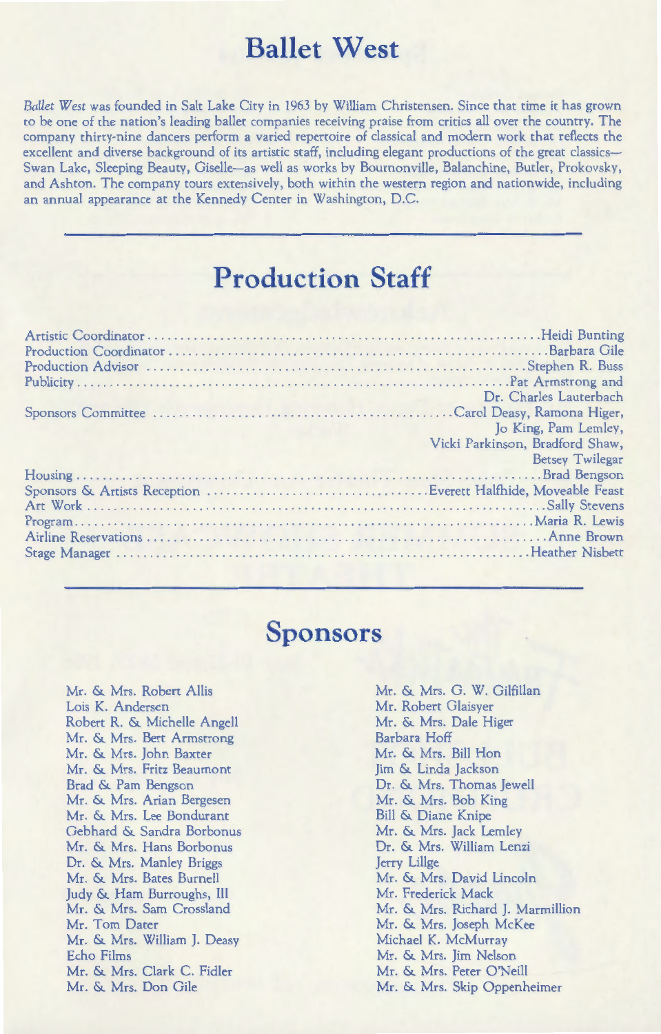# Ballet West

*Ballet West* was founded in Salt Lake City in 1963 by William Christensen. Since that time it has grown to be one of the nation's leading ballet companies receiving praise from critics all over the country. The company thirty-nine dancers perform a varied repertoire of classical and modern work that reflects the excellent and diverse background of its artistic staff, including elegant productions of the great classics—Swan Lake, Sleeping Beauty, Giselle—as well as works by Bournonville, Balanchine, Butler, Prokovsky, and Ashton. The company tours extensively, both within the western region and nationwide, including an annual appearance at the Kennedy Center in Washington, D.C.

# Production Staff

Artistic Coordinator .......... Heidi Bunting
Production Coordinator .......... Barbara Gile
Production Advisor .......... Stephen R. Buss
Publicity .......... Pat Armstrong and Dr. Charles Lauterbach
Sponsors Committee .......... Carol Deasy, Ramona Higer, Jo King, Pam Lemley, Vicki Parkinson, Bradford Shaw, Betsey Twilegar
Housing .......... Brad Bengson
Sponsors & Artists Reception .......... Everett Halfhide, Moveable Feast
Art Work .......... Sally Stevens
Program .......... Maria R. Lewis
Airline Reservations .......... Anne Brown
Stage Manager .......... Heather Nisbett

# Sponsors

Mr. & Mrs. Robert Allis
Lois K. Andersen
Robert R. & Michelle Angell
Mr. & Mrs. Bert Armstrong
Mr. & Mrs. John Baxter
Mr. & Mrs. Fritz Beaumont
Brad & Pam Bengson
Mr. & Mrs. Arian Bergesen
Mr. & Mrs. Lee Bondurant
Gebhard & Sandra Borbonus
Mr. & Mrs. Hans Borbonus
Dr. & Mrs. Manley Briggs
Mr. & Mrs. Bates Burnell
Judy & Ham Burroughs, III
Mr. & Mrs. Sam Crossland
Mr. Tom Dater
Mr. & Mrs. William J. Deasy
Echo Films
Mr. & Mrs. Clark C. Fidler
Mr. & Mrs. Don Gile
Mr. & Mrs. G. W. Gilfillan
Mr. Robert Glaisyer
Mr. & Mrs. Dale Higer
Barbara Hoff
Mr. & Mrs. Bill Hon
Jim & Linda Jackson
Dr. & Mrs. Thomas Jewell
Mr. & Mrs. Bob King
Bill & Diane Knipe
Mr. & Mrs. Jack Lemley
Dr. & Mrs. William Lenzi
Jerry Lillge
Mr. & Mrs. David Lincoln
Mr. Frederick Mack
Mr. & Mrs. Richard J. Marmillion
Mr. & Mrs. Joseph McKee
Michael K. McMurray
Mr. & Mrs. Jim Nelson
Mr. & Mrs. Peter O'Neill
Mr. & Mrs. Skip Oppenheimer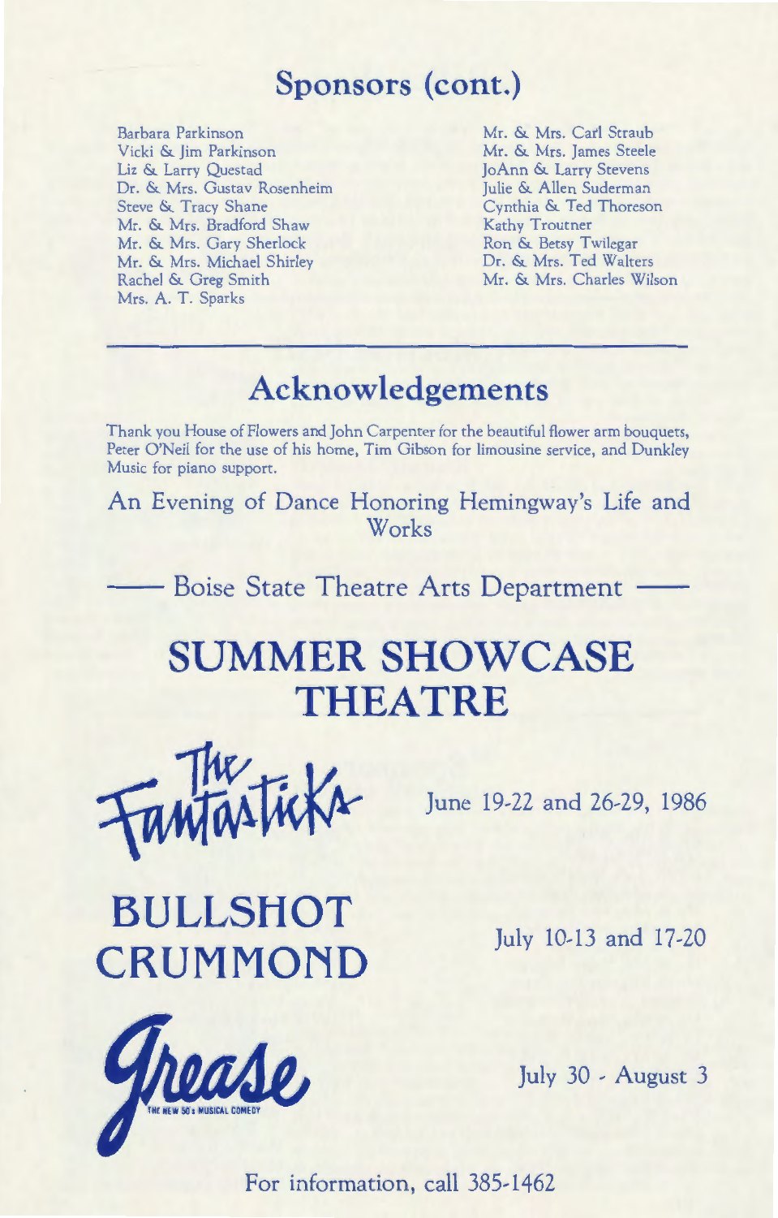## Sponsors (cont.)

Barbara Parkinson
Vicki & Jim Parkinson
Liz & Larry Questad
Dr. & Mrs. Gustav Rosenheim
Steve & Tracy Shane
Mr. & Mrs. Bradford Shaw
Mr. & Mrs. Gary Sherlock
Mr. & Mrs. Michael Shirley
Rachel & Greg Smith
Mrs. A. T. Sparks
Mr. & Mrs. Carl Straub
Mr. & Mrs. James Steele
JoAnn & Larry Stevens
Julie & Allen Suderman
Cynthia & Ted Thoreson
Kathy Troutner
Ron & Betsy Twilegar
Dr. & Mrs. Ted Walters
Mr. & Mrs. Charles Wilson

## Acknowledgements

Thank you House of Flowers and John Carpenter for the beautiful flower arm bouquets, Peter O'Neil for the use of his home, Tim Gibson for limousine service, and Dunkley Music for piano support.

An Evening of Dance Honoring Hemingway's Life and Works

— Boise State Theatre Arts Department —

# SUMMER SHOWCASE THEATRE

The Fantasticks — June 19-22 and 26-29, 1986

BULLSHOT CRUMMOND — July 10-13 and 17-20

Grease (THE NEW 50's MUSICAL COMEDY) — July 30 - August 3

For information, call 385-1462